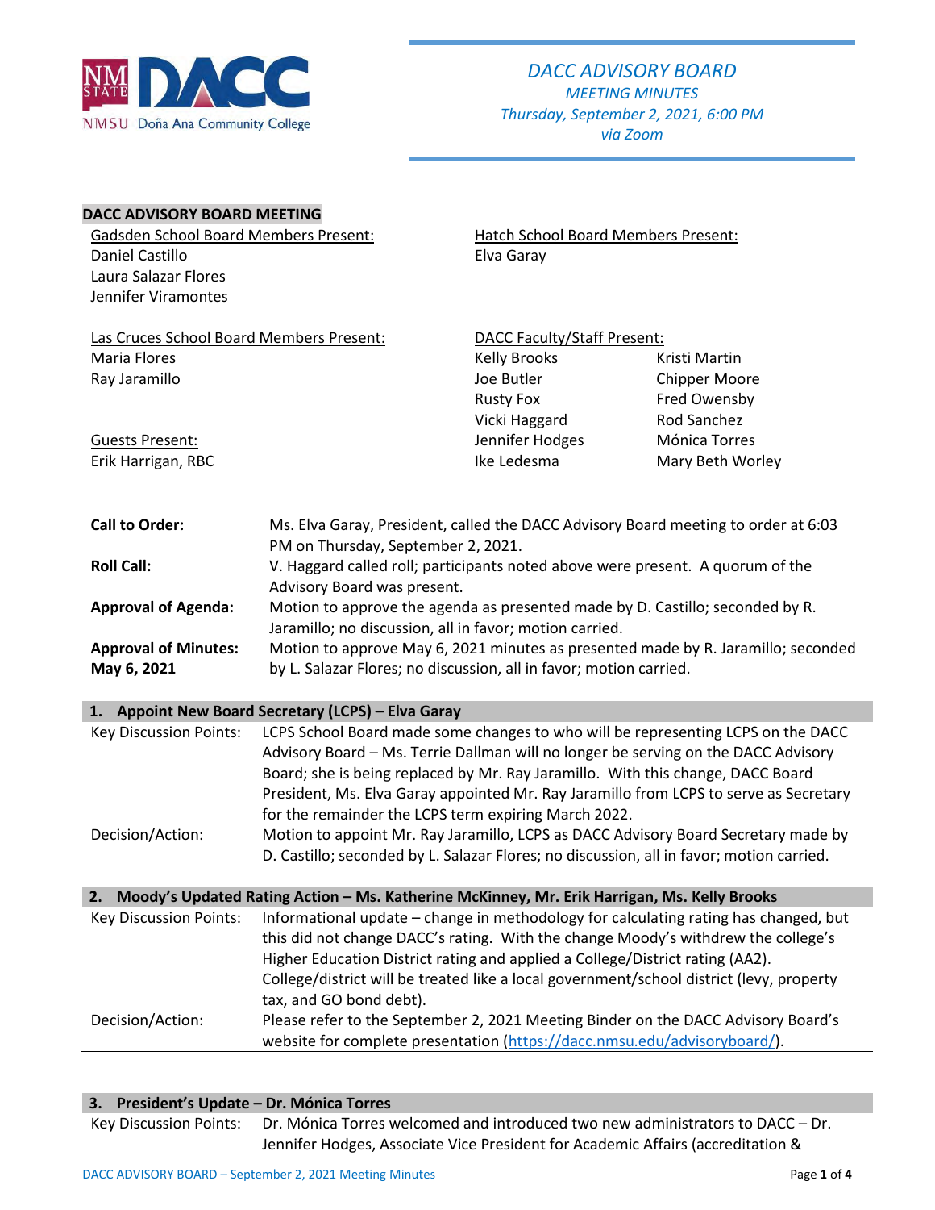# DACC ADVISORY BOARD

*MEETING MINUTES*
*Thursday, September 2, 2021, 6:00 PM*
*via Zoom*

**DACC ADVISORY BOARD MEETING**

Gadsden School Board Members Present:
Daniel Castillo
Laura Salazar Flores
Jennifer Viramontes

Hatch School Board Members Present:
Elva Garay

Las Cruces School Board Members Present:
Maria Flores
Ray Jaramillo

DACC Faculty/Staff Present:

| | |
|---|---|
| Kelly Brooks | Kristi Martin |
| Joe Butler | Chipper Moore |
| Rusty Fox | Fred Owensby |
| Vicki Haggard | Rod Sanchez |
| Jennifer Hodges | Mónica Torres |
| Ike Ledesma | Mary Beth Worley |

Guests Present:
Erik Harrigan, RBC

| | |
|---|---|
| **Call to Order:** | Ms. Elva Garay, President, called the DACC Advisory Board meeting to order at 6:03 PM on Thursday, September 2, 2021. |
| **Roll Call:** | V. Haggard called roll; participants noted above were present. A quorum of the Advisory Board was present. |
| **Approval of Agenda:** | Motion to approve the agenda as presented made by D. Castillo; seconded by R. Jaramillo; no discussion, all in favor; motion carried. |
| **Approval of Minutes: May 6, 2021** | Motion to approve May 6, 2021 minutes as presented made by R. Jaramillo; seconded by L. Salazar Flores; no discussion, all in favor; motion carried. |

### 1. Appoint New Board Secretary (LCPS) – Elva Garay

| | |
|---|---|
| Key Discussion Points: | LCPS School Board made some changes to who will be representing LCPS on the DACC Advisory Board – Ms. Terrie Dallman will no longer be serving on the DACC Advisory Board; she is being replaced by Mr. Ray Jaramillo. With this change, DACC Board President, Ms. Elva Garay appointed Mr. Ray Jaramillo from LCPS to serve as Secretary for the remainder the LCPS term expiring March 2022. |
| Decision/Action: | Motion to appoint Mr. Ray Jaramillo, LCPS as DACC Advisory Board Secretary made by D. Castillo; seconded by L. Salazar Flores; no discussion, all in favor; motion carried. |

### 2. Moody's Updated Rating Action – Ms. Katherine McKinney, Mr. Erik Harrigan, Ms. Kelly Brooks

| | |
|---|---|
| Key Discussion Points: | Informational update – change in methodology for calculating rating has changed, but this did not change DACC's rating. With the change Moody's withdrew the college's Higher Education District rating and applied a College/District rating (AA2). College/district will be treated like a local government/school district (levy, property tax, and GO bond debt). |
| Decision/Action: | Please refer to the September 2, 2021 Meeting Binder on the DACC Advisory Board's website for complete presentation (https://dacc.nmsu.edu/advisoryboard/). |

### 3. President's Update – Dr. Mónica Torres

| | |
|---|---|
| Key Discussion Points: | Dr. Mónica Torres welcomed and introduced two new administrators to DACC – Dr. Jennifer Hodges, Associate Vice President for Academic Affairs (accreditation & |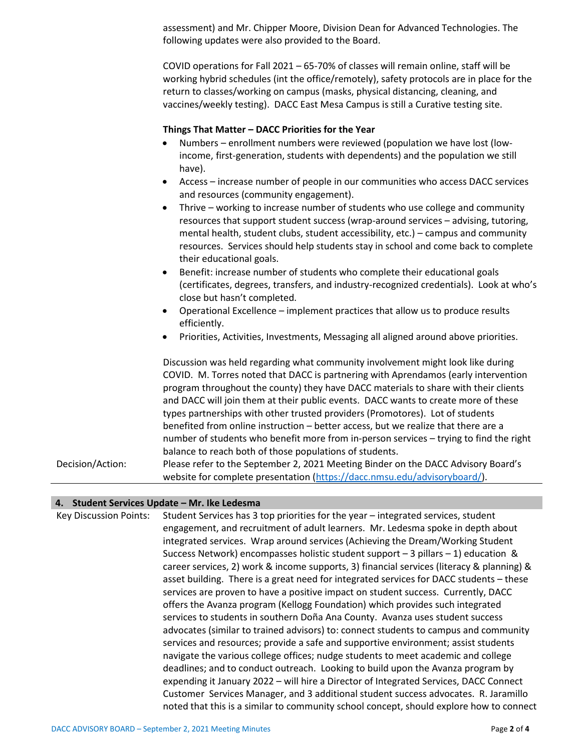assessment) and Mr. Chipper Moore, Division Dean for Advanced Technologies. The following updates were also provided to the Board.

COVID operations for Fall 2021 – 65-70% of classes will remain online, staff will be working hybrid schedules (int the office/remotely), safety protocols are in place for the return to classes/working on campus (masks, physical distancing, cleaning, and vaccines/weekly testing). DACC East Mesa Campus is still a Curative testing site.

**Things That Matter – DACC Priorities for the Year**

- Numbers – enrollment numbers were reviewed (population we have lost (low-income, first-generation, students with dependents) and the population we still have).
- Access – increase number of people in our communities who access DACC services and resources (community engagement).
- Thrive – working to increase number of students who use college and community resources that support student success (wrap-around services – advising, tutoring, mental health, student clubs, student accessibility, etc.) – campus and community resources. Services should help students stay in school and come back to complete their educational goals.
- Benefit: increase number of students who complete their educational goals (certificates, degrees, transfers, and industry-recognized credentials). Look at who's close but hasn't completed.
- Operational Excellence – implement practices that allow us to produce results efficiently.
- Priorities, Activities, Investments, Messaging all aligned around above priorities.

Discussion was held regarding what community involvement might look like during COVID. M. Torres noted that DACC is partnering with Aprendamos (early intervention program throughout the county) they have DACC materials to share with their clients and DACC will join them at their public events. DACC wants to create more of these types partnerships with other trusted providers (Promotores). Lot of students benefited from online instruction – better access, but we realize that there are a number of students who benefit more from in-person services – trying to find the right balance to reach both of those populations of students.

Decision/Action: Please refer to the September 2, 2021 Meeting Binder on the DACC Advisory Board's website for complete presentation (https://dacc.nmsu.edu/advisoryboard/).

## 4. Student Services Update – Mr. Ike Ledesma

Key Discussion Points: Student Services has 3 top priorities for the year – integrated services, student engagement, and recruitment of adult learners. Mr. Ledesma spoke in depth about integrated services. Wrap around services (Achieving the Dream/Working Student Success Network) encompasses holistic student support – 3 pillars – 1) education & career services, 2) work & income supports, 3) financial services (literacy & planning) & asset building. There is a great need for integrated services for DACC students – these services are proven to have a positive impact on student success. Currently, DACC offers the Avanza program (Kellogg Foundation) which provides such integrated services to students in southern Doña Ana County. Avanza uses student success advocates (similar to trained advisors) to: connect students to campus and community services and resources; provide a safe and supportive environment; assist students navigate the various college offices; nudge students to meet academic and college deadlines; and to conduct outreach. Looking to build upon the Avanza program by expending it January 2022 – will hire a Director of Integrated Services, DACC Connect Customer Services Manager, and 3 additional student success advocates. R. Jaramillo noted that this is a similar to community school concept, should explore how to connect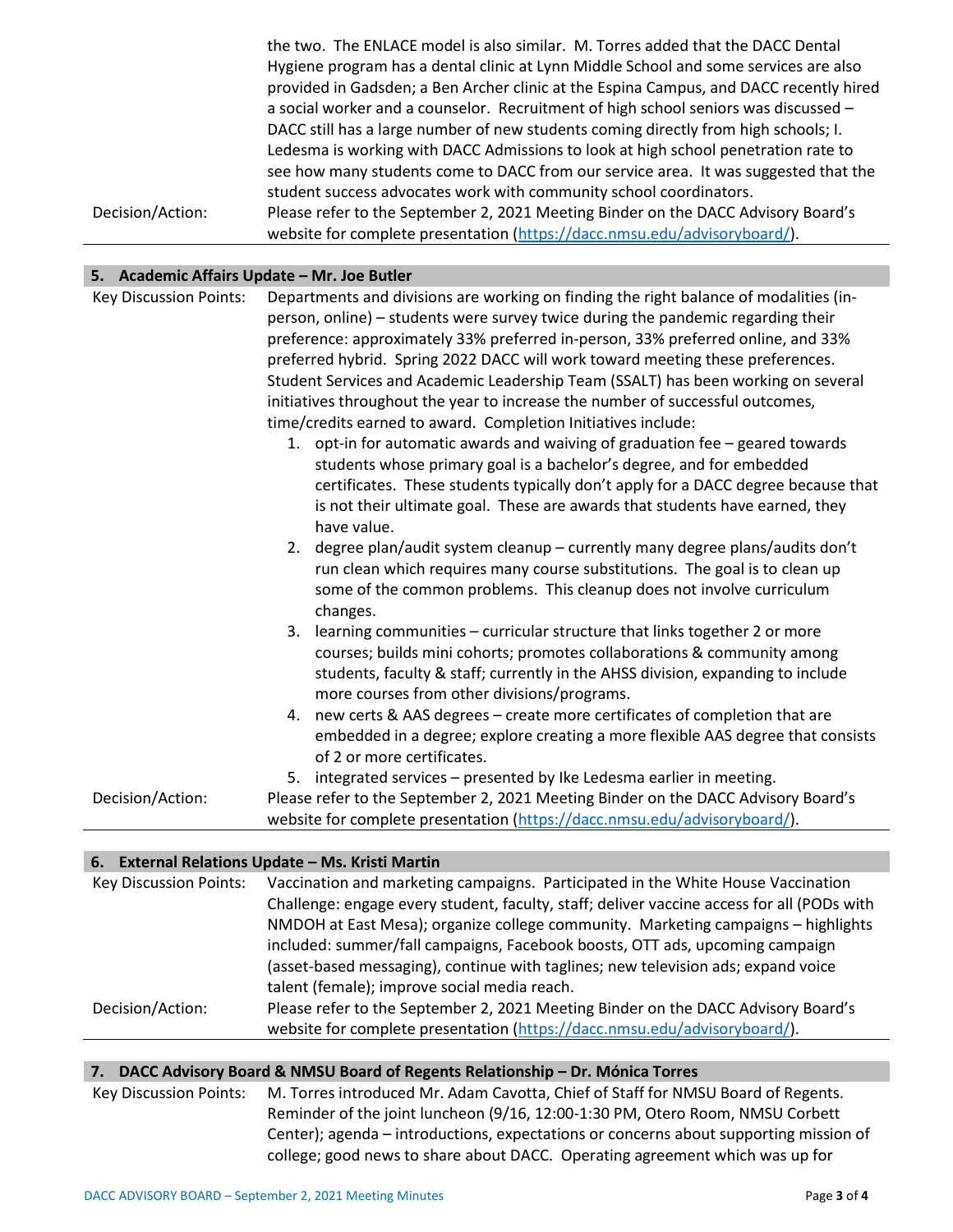| | |
|---|---|
| | the two. The ENLACE model is also similar. M. Torres added that the DACC Dental Hygiene program has a dental clinic at Lynn Middle School and some services are also provided in Gadsden; a Ben Archer clinic at the Espina Campus, and DACC recently hired a social worker and a counselor. Recruitment of high school seniors was discussed – DACC still has a large number of new students coming directly from high schools; I. Ledesma is working with DACC Admissions to look at high school penetration rate to see how many students come to DACC from our service area. It was suggested that the student success advocates work with community school coordinators. |
| Decision/Action: | Please refer to the September 2, 2021 Meeting Binder on the DACC Advisory Board's website for complete presentation (https://dacc.nmsu.edu/advisoryboard/). |

## 5. Academic Affairs Update – Mr. Joe Butler

**Key Discussion Points:** Departments and divisions are working on finding the right balance of modalities (in-person, online) – students were survey twice during the pandemic regarding their preference: approximately 33% preferred in-person, 33% preferred online, and 33% preferred hybrid. Spring 2022 DACC will work toward meeting these preferences. Student Services and Academic Leadership Team (SSALT) has been working on several initiatives throughout the year to increase the number of successful outcomes, time/credits earned to award. Completion Initiatives include:

1. opt-in for automatic awards and waiving of graduation fee – geared towards students whose primary goal is a bachelor's degree, and for embedded certificates. These students typically don't apply for a DACC degree because that is not their ultimate goal. These are awards that students have earned, they have value.
2. degree plan/audit system cleanup – currently many degree plans/audits don't run clean which requires many course substitutions. The goal is to clean up some of the common problems. This cleanup does not involve curriculum changes.
3. learning communities – curricular structure that links together 2 or more courses; builds mini cohorts; promotes collaborations & community among students, faculty & staff; currently in the AHSS division, expanding to include more courses from other divisions/programs.
4. new certs & AAS degrees – create more certificates of completion that are embedded in a degree; explore creating a more flexible AAS degree that consists of 2 or more certificates.
5. integrated services – presented by Ike Ledesma earlier in meeting.

**Decision/Action:** Please refer to the September 2, 2021 Meeting Binder on the DACC Advisory Board's website for complete presentation (https://dacc.nmsu.edu/advisoryboard/).

## 6. External Relations Update – Ms. Kristi Martin

**Key Discussion Points:** Vaccination and marketing campaigns. Participated in the White House Vaccination Challenge: engage every student, faculty, staff; deliver vaccine access for all (PODs with NMDOH at East Mesa); organize college community. Marketing campaigns – highlights included: summer/fall campaigns, Facebook boosts, OTT ads, upcoming campaign (asset-based messaging), continue with taglines; new television ads; expand voice talent (female); improve social media reach.

**Decision/Action:** Please refer to the September 2, 2021 Meeting Binder on the DACC Advisory Board's website for complete presentation (https://dacc.nmsu.edu/advisoryboard/).

## 7. DACC Advisory Board & NMSU Board of Regents Relationship – Dr. Mónica Torres

**Key Discussion Points:** M. Torres introduced Mr. Adam Cavotta, Chief of Staff for NMSU Board of Regents. Reminder of the joint luncheon (9/16, 12:00-1:30 PM, Otero Room, NMSU Corbett Center); agenda – introductions, expectations or concerns about supporting mission of college; good news to share about DACC. Operating agreement which was up for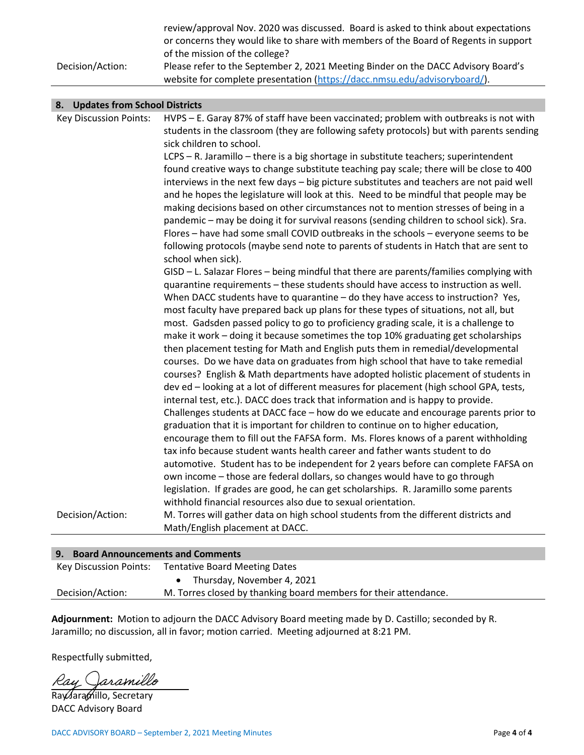| | |
|---|---|
| | review/approval Nov. 2020 was discussed. Board is asked to think about expectations or concerns they would like to share with members of the Board of Regents in support of the mission of the college? |
| Decision/Action: | Please refer to the September 2, 2021 Meeting Binder on the DACC Advisory Board's website for complete presentation (https://dacc.nmsu.edu/advisoryboard/). |

## 8. Updates from School Districts

| | |
|---|---|
| Key Discussion Points: | HVPS – E. Garay 87% of staff have been vaccinated; problem with outbreaks is not with students in the classroom (they are following safety protocols) but with parents sending sick children to school. LCPS – R. Jaramillo – there is a big shortage in substitute teachers; superintendent found creative ways to change substitute teaching pay scale; there will be close to 400 interviews in the next few days – big picture substitutes and teachers are not paid well and he hopes the legislature will look at this. Need to be mindful that people may be making decisions based on other circumstances not to mention stresses of being in a pandemic – may be doing it for survival reasons (sending children to school sick). Sra. Flores – have had some small COVID outbreaks in the schools – everyone seems to be following protocols (maybe send note to parents of students in Hatch that are sent to school when sick). GISD – L. Salazar Flores – being mindful that there are parents/families complying with quarantine requirements – these students should have access to instruction as well. When DACC students have to quarantine – do they have access to instruction? Yes, most faculty have prepared back up plans for these types of situations, not all, but most. Gadsden passed policy to go to proficiency grading scale, it is a challenge to make it work – doing it because sometimes the top 10% graduating get scholarships then placement testing for Math and English puts them in remedial/developmental courses. Do we have data on graduates from high school that have to take remedial courses? English & Math departments have adopted holistic placement of students in dev ed – looking at a lot of different measures for placement (high school GPA, tests, internal test, etc.). DACC does track that information and is happy to provide. Challenges students at DACC face – how do we educate and encourage parents prior to graduation that it is important for children to continue on to higher education, encourage them to fill out the FAFSA form. Ms. Flores knows of a parent withholding tax info because student wants health career and father wants student to do automotive. Student has to be independent for 2 years before can complete FAFSA on own income – those are federal dollars, so changes would have to go through legislation. If grades are good, he can get scholarships. R. Jaramillo some parents withhold financial resources also due to sexual orientation. |
| Decision/Action: | M. Torres will gather data on high school students from the different districts and Math/English placement at DACC. |

## 9. Board Announcements and Comments

| | |
|---|---|
| Key Discussion Points: | Tentative Board Meeting Dates<br>• Thursday, November 4, 2021 |
| Decision/Action: | M. Torres closed by thanking board members for their attendance. |

**Adjournment:** Motion to adjourn the DACC Advisory Board meeting made by D. Castillo; seconded by R. Jaramillo; no discussion, all in favor; motion carried. Meeting adjourned at 8:21 PM.

Respectfully submitted,

*Ray Jaramillo*

Ray Jaramillo, Secretary
DACC Advisory Board